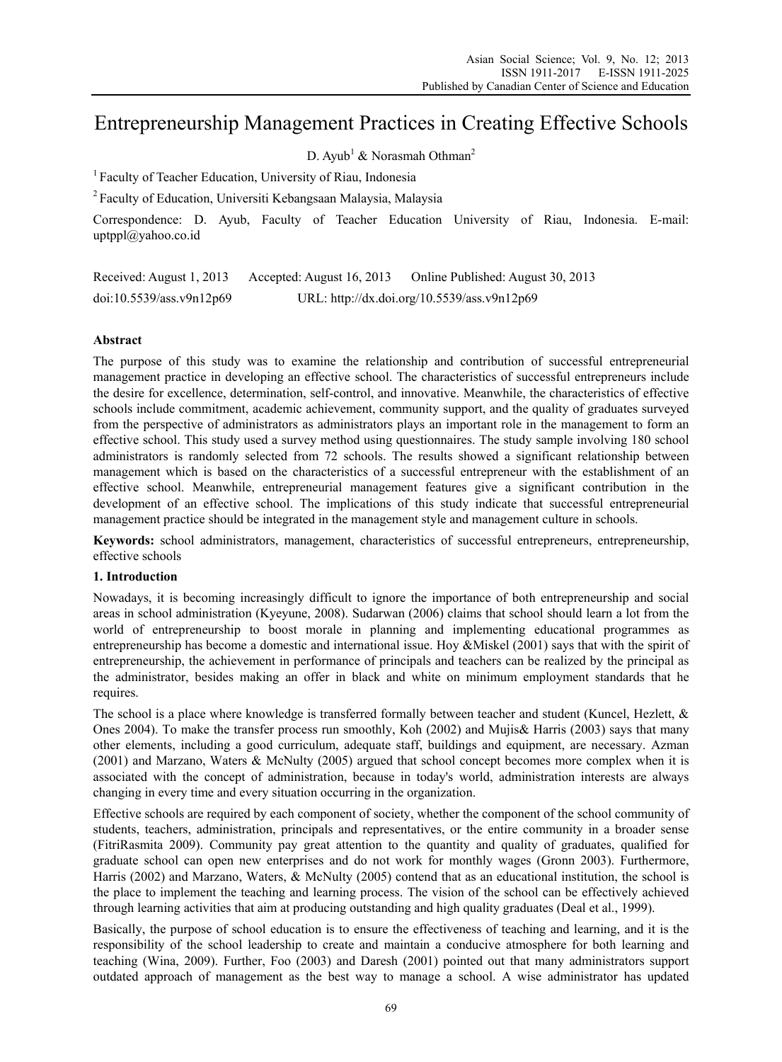# Entrepreneurship Management Practices in Creating Effective Schools

D. Ayub[1] & Norasmah Othman[2]

[1] Faculty of Teacher Education, University of Riau, Indonesia

[2] Faculty of Education, Universiti Kebangsaan Malaysia, Malaysia

Correspondence: D. Ayub, Faculty of Teacher Education University of Riau, Indonesia. E-mail: uptppl@yahoo.co.id

Received: August 1, 2013 Accepted: August 16, 2013 Online Published: August 30, 2013

doi:10.5539/ass.v9n12p69 URL: http://dx.doi.org/10.5539/ass.v9n12p69

**Abstract**

The purpose of this study was to examine the relationship and contribution of successful entrepreneurial management practice in developing an effective school. The characteristics of successful entrepreneurs include the desire for excellence, determination, self-control, and innovative. Meanwhile, the characteristics of effective schools include commitment, academic achievement, community support, and the quality of graduates surveyed from the perspective of administrators as administrators plays an important role in the management to form an effective school. This study used a survey method using questionnaires. The study sample involving 180 school administrators is randomly selected from 72 schools. The results showed a significant relationship between management which is based on the characteristics of a successful entrepreneur with the establishment of an effective school. Meanwhile, entrepreneurial management features give a significant contribution in the development of an effective school. The implications of this study indicate that successful entrepreneurial management practice should be integrated in the management style and management culture in schools.

**Keywords:** school administrators, management, characteristics of successful entrepreneurs, entrepreneurship, effective schools

## 1. Introduction

Nowadays, it is becoming increasingly difficult to ignore the importance of both entrepreneurship and social areas in school administration (Kyeyune, 2008). Sudarwan (2006) claims that school should learn a lot from the world of entrepreneurship to boost morale in planning and implementing educational programmes as entrepreneurship has become a domestic and international issue. Hoy &Miskel (2001) says that with the spirit of entrepreneurship, the achievement in performance of principals and teachers can be realized by the principal as the administrator, besides making an offer in black and white on minimum employment standards that he requires.

The school is a place where knowledge is transferred formally between teacher and student (Kuncel, Hezlett, & Ones 2004). To make the transfer process run smoothly, Koh (2002) and Mujis& Harris (2003) says that many other elements, including a good curriculum, adequate staff, buildings and equipment, are necessary. Azman (2001) and Marzano, Waters & McNulty (2005) argued that school concept becomes more complex when it is associated with the concept of administration, because in today's world, administration interests are always changing in every time and every situation occurring in the organization.

Effective schools are required by each component of society, whether the component of the school community of students, teachers, administration, principals and representatives, or the entire community in a broader sense (FitriRasmita 2009). Community pay great attention to the quantity and quality of graduates, qualified for graduate school can open new enterprises and do not work for monthly wages (Gronn 2003). Furthermore, Harris (2002) and Marzano, Waters, & McNulty (2005) contend that as an educational institution, the school is the place to implement the teaching and learning process. The vision of the school can be effectively achieved through learning activities that aim at producing outstanding and high quality graduates (Deal et al., 1999).

Basically, the purpose of school education is to ensure the effectiveness of teaching and learning, and it is the responsibility of the school leadership to create and maintain a conducive atmosphere for both learning and teaching (Wina, 2009). Further, Foo (2003) and Daresh (2001) pointed out that many administrators support outdated approach of management as the best way to manage a school. A wise administrator has updated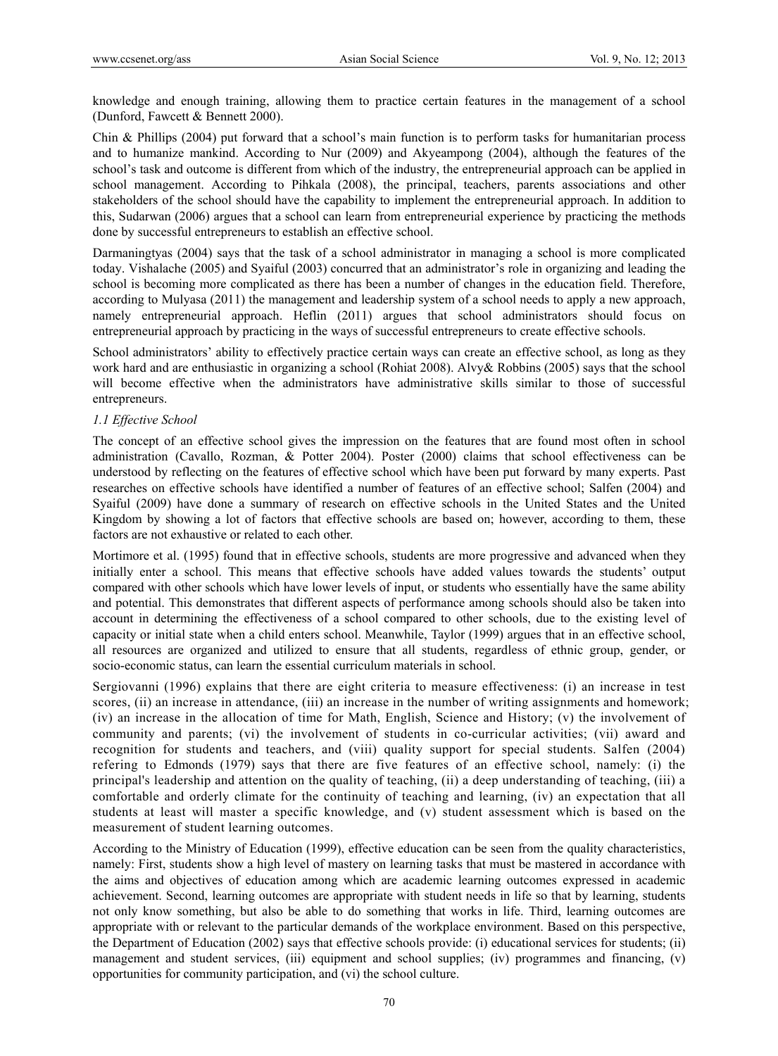knowledge and enough training, allowing them to practice certain features in the management of a school (Dunford, Fawcett & Bennett 2000).

Chin & Phillips (2004) put forward that a school's main function is to perform tasks for humanitarian process and to humanize mankind. According to Nur (2009) and Akyeampong (2004), although the features of the school's task and outcome is different from which of the industry, the entrepreneurial approach can be applied in school management. According to Pihkala (2008), the principal, teachers, parents associations and other stakeholders of the school should have the capability to implement the entrepreneurial approach. In addition to this, Sudarwan (2006) argues that a school can learn from entrepreneurial experience by practicing the methods done by successful entrepreneurs to establish an effective school.

Darmaningtyas (2004) says that the task of a school administrator in managing a school is more complicated today. Vishalache (2005) and Syaiful (2003) concurred that an administrator's role in organizing and leading the school is becoming more complicated as there has been a number of changes in the education field. Therefore, according to Mulyasa (2011) the management and leadership system of a school needs to apply a new approach, namely entrepreneurial approach. Heflin (2011) argues that school administrators should focus on entrepreneurial approach by practicing in the ways of successful entrepreneurs to create effective schools.

School administrators' ability to effectively practice certain ways can create an effective school, as long as they work hard and are enthusiastic in organizing a school (Rohiat 2008). Alvy& Robbins (2005) says that the school will become effective when the administrators have administrative skills similar to those of successful entrepreneurs.

### *1.1 Effective School*

The concept of an effective school gives the impression on the features that are found most often in school administration (Cavallo, Rozman, & Potter 2004). Poster (2000) claims that school effectiveness can be understood by reflecting on the features of effective school which have been put forward by many experts. Past researches on effective schools have identified a number of features of an effective school; Salfen (2004) and Syaiful (2009) have done a summary of research on effective schools in the United States and the United Kingdom by showing a lot of factors that effective schools are based on; however, according to them, these factors are not exhaustive or related to each other.

Mortimore et al. (1995) found that in effective schools, students are more progressive and advanced when they initially enter a school. This means that effective schools have added values towards the students' output compared with other schools which have lower levels of input, or students who essentially have the same ability and potential. This demonstrates that different aspects of performance among schools should also be taken into account in determining the effectiveness of a school compared to other schools, due to the existing level of capacity or initial state when a child enters school. Meanwhile, Taylor (1999) argues that in an effective school, all resources are organized and utilized to ensure that all students, regardless of ethnic group, gender, or socio-economic status, can learn the essential curriculum materials in school.

Sergiovanni (1996) explains that there are eight criteria to measure effectiveness: (i) an increase in test scores, (ii) an increase in attendance, (iii) an increase in the number of writing assignments and homework; (iv) an increase in the allocation of time for Math, English, Science and History; (v) the involvement of community and parents; (vi) the involvement of students in co-curricular activities; (vii) award and recognition for students and teachers, and (viii) quality support for special students. Salfen (2004) refering to Edmonds (1979) says that there are five features of an effective school, namely: (i) the principal's leadership and attention on the quality of teaching, (ii) a deep understanding of teaching, (iii) a comfortable and orderly climate for the continuity of teaching and learning, (iv) an expectation that all students at least will master a specific knowledge, and (v) student assessment which is based on the measurement of student learning outcomes.

According to the Ministry of Education (1999), effective education can be seen from the quality characteristics, namely: First, students show a high level of mastery on learning tasks that must be mastered in accordance with the aims and objectives of education among which are academic learning outcomes expressed in academic achievement. Second, learning outcomes are appropriate with student needs in life so that by learning, students not only know something, but also be able to do something that works in life. Third, learning outcomes are appropriate with or relevant to the particular demands of the workplace environment. Based on this perspective, the Department of Education (2002) says that effective schools provide: (i) educational services for students; (ii) management and student services, (iii) equipment and school supplies; (iv) programmes and financing, (v) opportunities for community participation, and (vi) the school culture.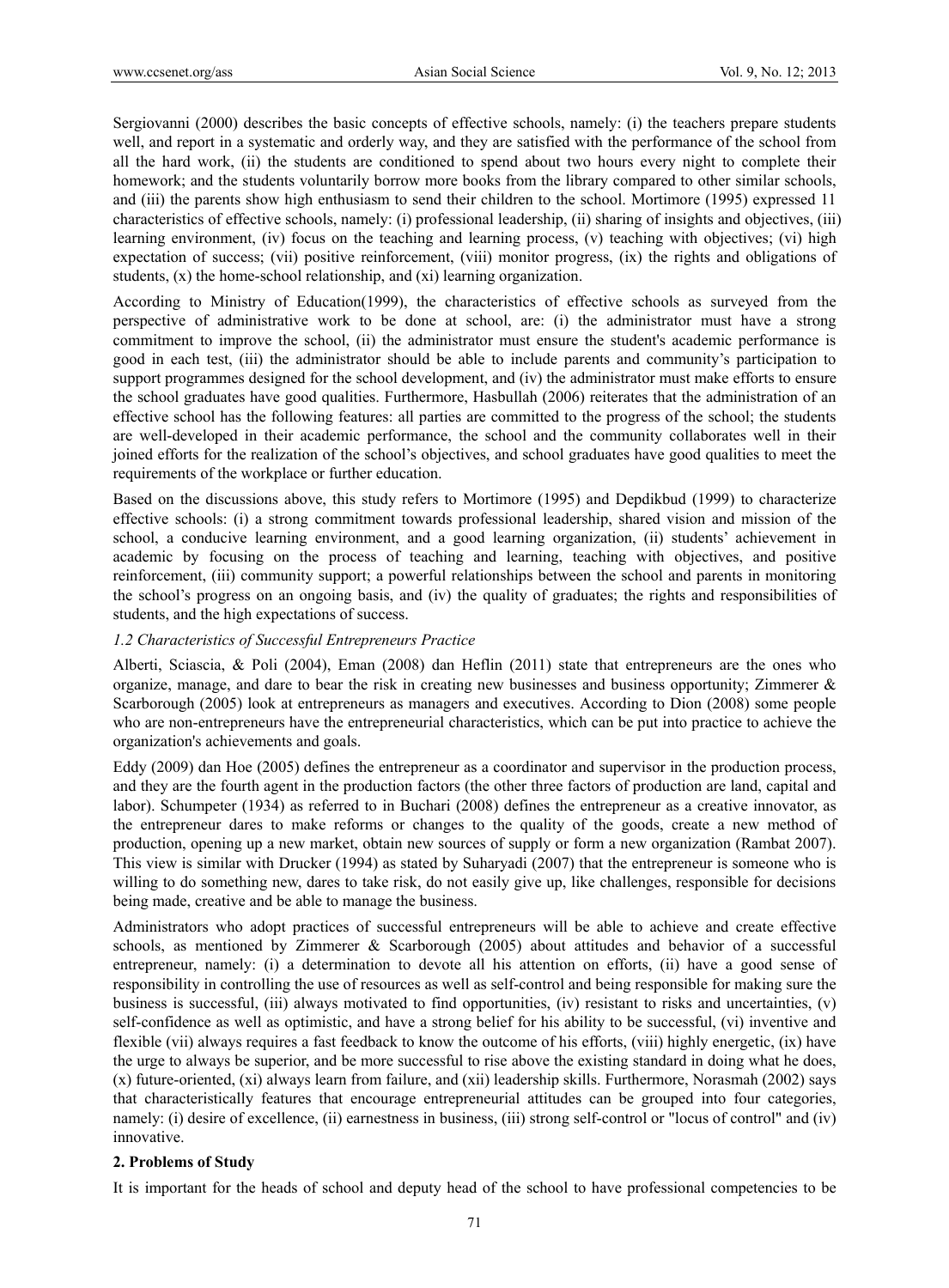Sergiovanni (2000) describes the basic concepts of effective schools, namely: (i) the teachers prepare students well, and report in a systematic and orderly way, and they are satisfied with the performance of the school from all the hard work, (ii) the students are conditioned to spend about two hours every night to complete their homework; and the students voluntarily borrow more books from the library compared to other similar schools, and (iii) the parents show high enthusiasm to send their children to the school. Mortimore (1995) expressed 11 characteristics of effective schools, namely: (i) professional leadership, (ii) sharing of insights and objectives, (iii) learning environment, (iv) focus on the teaching and learning process, (v) teaching with objectives; (vi) high expectation of success; (vii) positive reinforcement, (viii) monitor progress, (ix) the rights and obligations of students, (x) the home-school relationship, and (xi) learning organization.

According to Ministry of Education(1999), the characteristics of effective schools as surveyed from the perspective of administrative work to be done at school, are: (i) the administrator must have a strong commitment to improve the school, (ii) the administrator must ensure the student's academic performance is good in each test, (iii) the administrator should be able to include parents and community's participation to support programmes designed for the school development, and (iv) the administrator must make efforts to ensure the school graduates have good qualities. Furthermore, Hasbullah (2006) reiterates that the administration of an effective school has the following features: all parties are committed to the progress of the school; the students are well-developed in their academic performance, the school and the community collaborates well in their joined efforts for the realization of the school's objectives, and school graduates have good qualities to meet the requirements of the workplace or further education.

Based on the discussions above, this study refers to Mortimore (1995) and Depdikbud (1999) to characterize effective schools: (i) a strong commitment towards professional leadership, shared vision and mission of the school, a conducive learning environment, and a good learning organization, (ii) students' achievement in academic by focusing on the process of teaching and learning, teaching with objectives, and positive reinforcement, (iii) community support; a powerful relationships between the school and parents in monitoring the school's progress on an ongoing basis, and (iv) the quality of graduates; the rights and responsibilities of students, and the high expectations of success.

### *1.2 Characteristics of Successful Entrepreneurs Practice*

Alberti, Sciascia, & Poli (2004), Eman (2008) dan Heflin (2011) state that entrepreneurs are the ones who organize, manage, and dare to bear the risk in creating new businesses and business opportunity; Zimmerer & Scarborough (2005) look at entrepreneurs as managers and executives. According to Dion (2008) some people who are non-entrepreneurs have the entrepreneurial characteristics, which can be put into practice to achieve the organization's achievements and goals.

Eddy (2009) dan Hoe (2005) defines the entrepreneur as a coordinator and supervisor in the production process, and they are the fourth agent in the production factors (the other three factors of production are land, capital and labor). Schumpeter (1934) as referred to in Buchari (2008) defines the entrepreneur as a creative innovator, as the entrepreneur dares to make reforms or changes to the quality of the goods, create a new method of production, opening up a new market, obtain new sources of supply or form a new organization (Rambat 2007). This view is similar with Drucker (1994) as stated by Suharyadi (2007) that the entrepreneur is someone who is willing to do something new, dares to take risk, do not easily give up, like challenges, responsible for decisions being made, creative and be able to manage the business.

Administrators who adopt practices of successful entrepreneurs will be able to achieve and create effective schools, as mentioned by Zimmerer & Scarborough (2005) about attitudes and behavior of a successful entrepreneur, namely: (i) a determination to devote all his attention on efforts, (ii) have a good sense of responsibility in controlling the use of resources as well as self-control and being responsible for making sure the business is successful, (iii) always motivated to find opportunities, (iv) resistant to risks and uncertainties, (v) self-confidence as well as optimistic, and have a strong belief for his ability to be successful, (vi) inventive and flexible (vii) always requires a fast feedback to know the outcome of his efforts, (viii) highly energetic, (ix) have the urge to always be superior, and be more successful to rise above the existing standard in doing what he does, (x) future-oriented, (xi) always learn from failure, and (xii) leadership skills. Furthermore, Norasmah (2002) says that characteristically features that encourage entrepreneurial attitudes can be grouped into four categories, namely: (i) desire of excellence, (ii) earnestness in business, (iii) strong self-control or "locus of control" and (iv) innovative.

## 2. Problems of Study

It is important for the heads of school and deputy head of the school to have professional competencies to be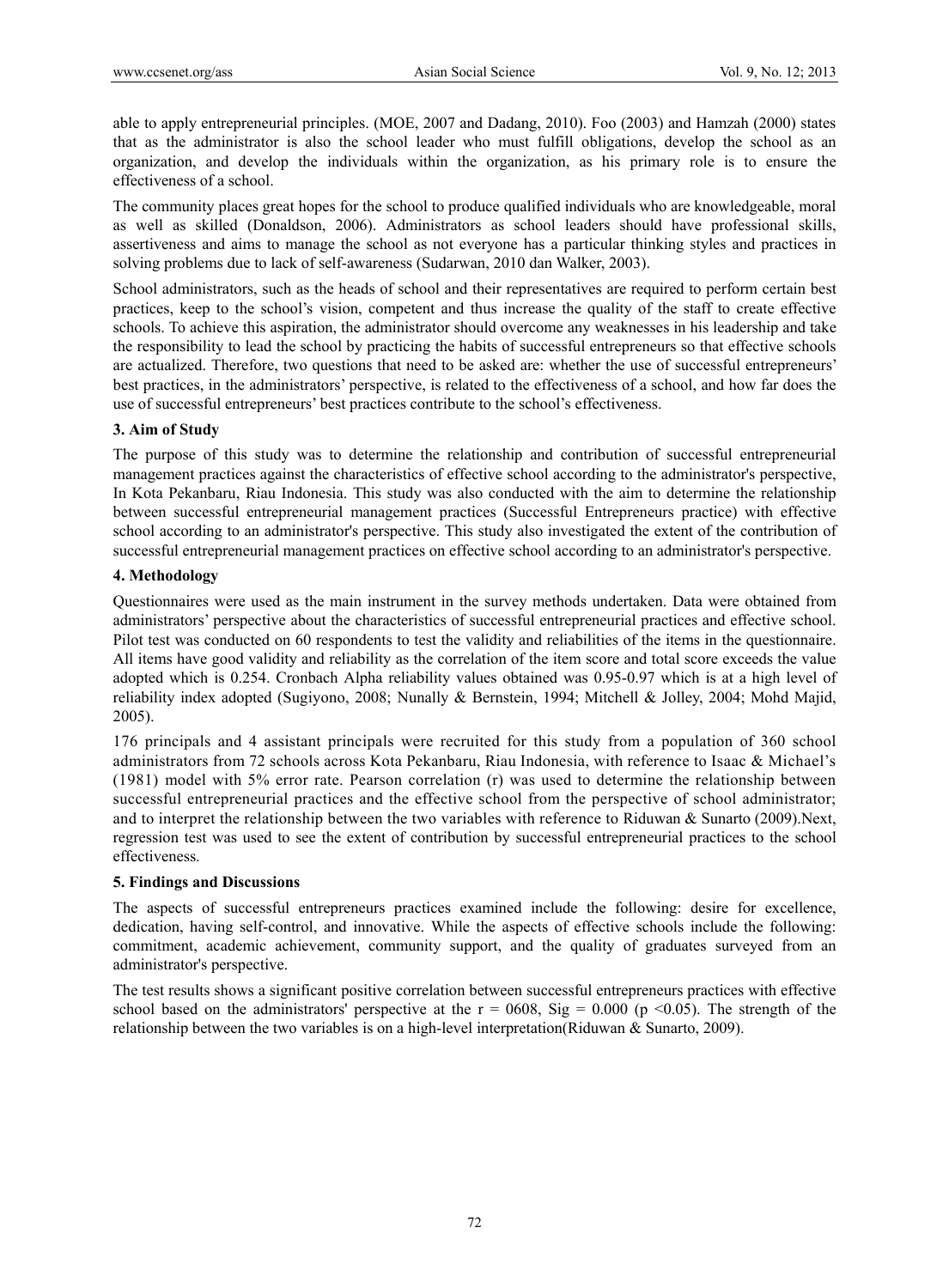able to apply entrepreneurial principles. (MOE, 2007 and Dadang, 2010). Foo (2003) and Hamzah (2000) states that as the administrator is also the school leader who must fulfill obligations, develop the school as an organization, and develop the individuals within the organization, as his primary role is to ensure the effectiveness of a school.

The community places great hopes for the school to produce qualified individuals who are knowledgeable, moral as well as skilled (Donaldson, 2006). Administrators as school leaders should have professional skills, assertiveness and aims to manage the school as not everyone has a particular thinking styles and practices in solving problems due to lack of self-awareness (Sudarwan, 2010 dan Walker, 2003).

School administrators, such as the heads of school and their representatives are required to perform certain best practices, keep to the school's vision, competent and thus increase the quality of the staff to create effective schools. To achieve this aspiration, the administrator should overcome any weaknesses in his leadership and take the responsibility to lead the school by practicing the habits of successful entrepreneurs so that effective schools are actualized. Therefore, two questions that need to be asked are: whether the use of successful entrepreneurs' best practices, in the administrators' perspective, is related to the effectiveness of a school, and how far does the use of successful entrepreneurs' best practices contribute to the school's effectiveness.

## 3. Aim of Study

The purpose of this study was to determine the relationship and contribution of successful entrepreneurial management practices against the characteristics of effective school according to the administrator's perspective, In Kota Pekanbaru, Riau Indonesia. This study was also conducted with the aim to determine the relationship between successful entrepreneurial management practices (Successful Entrepreneurs practice) with effective school according to an administrator's perspective. This study also investigated the extent of the contribution of successful entrepreneurial management practices on effective school according to an administrator's perspective.

## 4. Methodology

Questionnaires were used as the main instrument in the survey methods undertaken. Data were obtained from administrators' perspective about the characteristics of successful entrepreneurial practices and effective school. Pilot test was conducted on 60 respondents to test the validity and reliabilities of the items in the questionnaire. All items have good validity and reliability as the correlation of the item score and total score exceeds the value adopted which is 0.254. Cronbach Alpha reliability values obtained was 0.95-0.97 which is at a high level of reliability index adopted (Sugiyono, 2008; Nunally & Bernstein, 1994; Mitchell & Jolley, 2004; Mohd Majid, 2005).

176 principals and 4 assistant principals were recruited for this study from a population of 360 school administrators from 72 schools across Kota Pekanbaru, Riau Indonesia, with reference to Isaac & Michael's (1981) model with 5% error rate. Pearson correlation (r) was used to determine the relationship between successful entrepreneurial practices and the effective school from the perspective of school administrator; and to interpret the relationship between the two variables with reference to Riduwan & Sunarto (2009).Next, regression test was used to see the extent of contribution by successful entrepreneurial practices to the school effectiveness.

## 5. Findings and Discussions

The aspects of successful entrepreneurs practices examined include the following: desire for excellence, dedication, having self-control, and innovative. While the aspects of effective schools include the following: commitment, academic achievement, community support, and the quality of graduates surveyed from an administrator's perspective.

The test results shows a significant positive correlation between successful entrepreneurs practices with effective school based on the administrators' perspective at the $r = 0608$, Sig = 0.000 ($p < 0.05$). The strength of the relationship between the two variables is on a high-level interpretation(Riduwan & Sunarto, 2009).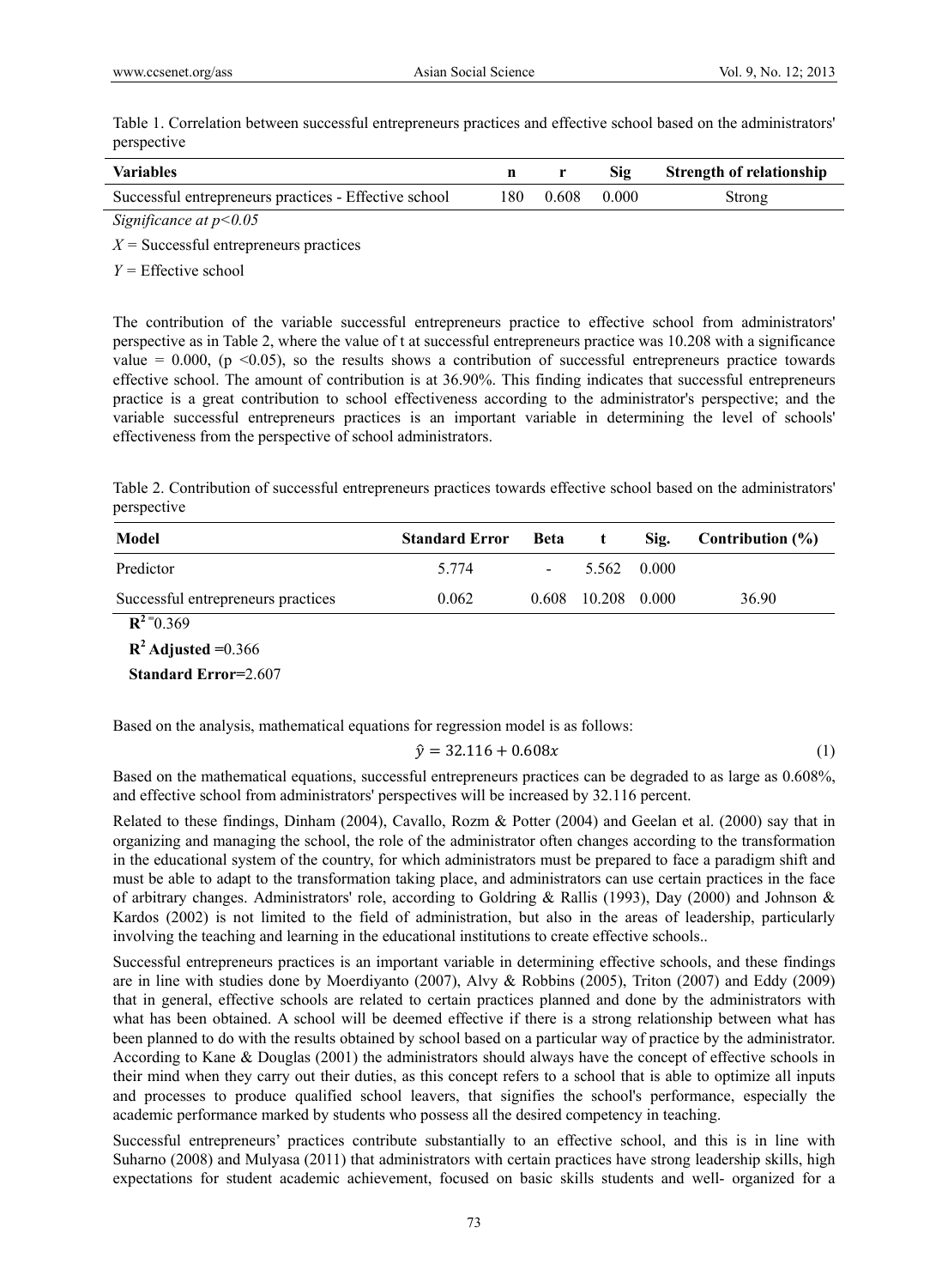Table 1. Correlation between successful entrepreneurs practices and effective school based on the administrators' perspective

| Variables | n | r | Sig | Strength of relationship |
|---|---|---|---|---|
| Successful entrepreneurs practices - Effective school | 180 | 0.608 | 0.000 | Strong |

*Significance at p<0.05*

$X$ = Successful entrepreneurs practices

$Y$ = Effective school

The contribution of the variable successful entrepreneurs practice to effective school from administrators' perspective as in Table 2, where the value of t at successful entrepreneurs practice was 10.208 with a significance value = 0.000, ($p < 0.05$), so the results shows a contribution of successful entrepreneurs practice towards effective school. The amount of contribution is at 36.90%. This finding indicates that successful entrepreneurs practice is a great contribution to school effectiveness according to the administrator's perspective; and the variable successful entrepreneurs practices is an important variable in determining the level of schools' effectiveness from the perspective of school administrators.

Table 2. Contribution of successful entrepreneurs practices towards effective school based on the administrators' perspective

| Model | Standard Error | Beta | t | Sig. | Contribution (%) |
|---|---|---|---|---|---|
| Predictor | 5.774 | - | 5.562 | 0.000 | |
| Successful entrepreneurs practices | 0.062 | 0.608 | 10.208 | 0.000 | 36.90 |

**$R^2$** =0.369

**$R^2$ Adjusted** =0.366

**Standard Error**=2.607

Based on the analysis, mathematical equations for regression model is as follows:

$$\hat{y} = 32.116 + 0.608x \quad (1)$$

Based on the mathematical equations, successful entrepreneurs practices can be degraded to as large as 0.608%, and effective school from administrators' perspectives will be increased by 32.116 percent.

Related to these findings, Dinham (2004), Cavallo, Rozm & Potter (2004) and Geelan et al. (2000) say that in organizing and managing the school, the role of the administrator often changes according to the transformation in the educational system of the country, for which administrators must be prepared to face a paradigm shift and must be able to adapt to the transformation taking place, and administrators can use certain practices in the face of arbitrary changes. Administrators' role, according to Goldring & Rallis (1993), Day (2000) and Johnson & Kardos (2002) is not limited to the field of administration, but also in the areas of leadership, particularly involving the teaching and learning in the educational institutions to create effective schools..

Successful entrepreneurs practices is an important variable in determining effective schools, and these findings are in line with studies done by Moerdiyanto (2007), Alvy & Robbins (2005), Triton (2007) and Eddy (2009) that in general, effective schools are related to certain practices planned and done by the administrators with what has been obtained. A school will be deemed effective if there is a strong relationship between what has been planned to do with the results obtained by school based on a particular way of practice by the administrator. According to Kane & Douglas (2001) the administrators should always have the concept of effective schools in their mind when they carry out their duties, as this concept refers to a school that is able to optimize all inputs and processes to produce qualified school leavers, that signifies the school's performance, especially the academic performance marked by students who possess all the desired competency in teaching.

Successful entrepreneurs' practices contribute substantially to an effective school, and this is in line with Suharno (2008) and Mulyasa (2011) that administrators with certain practices have strong leadership skills, high expectations for student academic achievement, focused on basic skills students and well- organized for a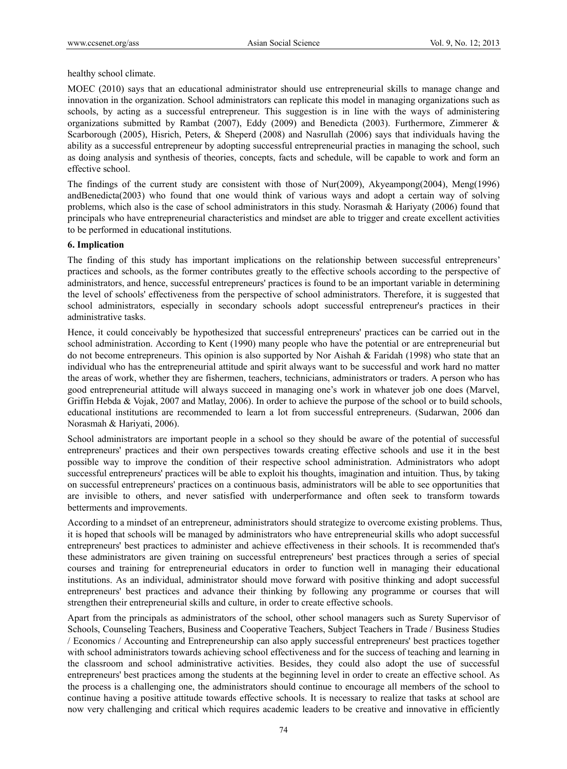healthy school climate.

MOEC (2010) says that an educational administrator should use entrepreneurial skills to manage change and innovation in the organization. School administrators can replicate this model in managing organizations such as schools, by acting as a successful entrepreneur. This suggestion is in line with the ways of administering organizations submitted by Rambat (2007), Eddy (2009) and Benedicta (2003). Furthermore, Zimmerer & Scarborough (2005), Hisrich, Peters, & Sheperd (2008) and Nasrullah (2006) says that individuals having the ability as a successful entrepreneur by adopting successful entrepreneurial practies in managing the school, such as doing analysis and synthesis of theories, concepts, facts and schedule, will be capable to work and form an effective school.

The findings of the current study are consistent with those of Nur(2009), Akyeampong(2004), Meng(1996) andBenedicta(2003) who found that one would think of various ways and adopt a certain way of solving problems, which also is the case of school administrators in this study. Norasmah & Hariyaty (2006) found that principals who have entrepreneurial characteristics and mindset are able to trigger and create excellent activities to be performed in educational institutions.

**6. Implication**

The finding of this study has important implications on the relationship between successful entrepreneurs' practices and schools, as the former contributes greatly to the effective schools according to the perspective of administrators, and hence, successful entrepreneurs' practices is found to be an important variable in determining the level of schools' effectiveness from the perspective of school administrators. Therefore, it is suggested that school administrators, especially in secondary schools adopt successful entrepreneur's practices in their administrative tasks.

Hence, it could conceivably be hypothesized that successful entrepreneurs' practices can be carried out in the school administration. According to Kent (1990) many people who have the potential or are entrepreneurial but do not become entrepreneurs. This opinion is also supported by Nor Aishah & Faridah (1998) who state that an individual who has the entrepreneurial attitude and spirit always want to be successful and work hard no matter the areas of work, whether they are fishermen, teachers, technicians, administrators or traders. A person who has good entrepreneurial attitude will always succeed in managing one's work in whatever job one does (Marvel, Griffin Hebda & Vojak, 2007 and Matlay, 2006). In order to achieve the purpose of the school or to build schools, educational institutions are recommended to learn a lot from successful entrepreneurs. (Sudarwan, 2006 dan Norasmah & Hariyati, 2006).

School administrators are important people in a school so they should be aware of the potential of successful entrepreneurs' practices and their own perspectives towards creating effective schools and use it in the best possible way to improve the condition of their respective school administration. Administrators who adopt successful entrepreneurs' practices will be able to exploit his thoughts, imagination and intuition. Thus, by taking on successful entrepreneurs' practices on a continuous basis, administrators will be able to see opportunities that are invisible to others, and never satisfied with underperformance and often seek to transform towards betterments and improvements.

According to a mindset of an entrepreneur, administrators should strategize to overcome existing problems. Thus, it is hoped that schools will be managed by administrators who have entrepreneurial skills who adopt successful entrepreneurs' best practices to administer and achieve effectiveness in their schools. It is recommended that's these administrators are given training on successful entrepreneurs' best practices through a series of special courses and training for entrepreneurial educators in order to function well in managing their educational institutions. As an individual, administrator should move forward with positive thinking and adopt successful entrepreneurs' best practices and advance their thinking by following any programme or courses that will strengthen their entrepreneurial skills and culture, in order to create effective schools.

Apart from the principals as administrators of the school, other school managers such as Surety Supervisor of Schools, Counseling Teachers, Business and Cooperative Teachers, Subject Teachers in Trade / Business Studies / Economics / Accounting and Entrepreneurship can also apply successful entrepreneurs' best practices together with school administrators towards achieving school effectiveness and for the success of teaching and learning in the classroom and school administrative activities. Besides, they could also adopt the use of successful entrepreneurs' best practices among the students at the beginning level in order to create an effective school. As the process is a challenging one, the administrators should continue to encourage all members of the school to continue having a positive attitude towards effective schools. It is necessary to realize that tasks at school are now very challenging and critical which requires academic leaders to be creative and innovative in efficiently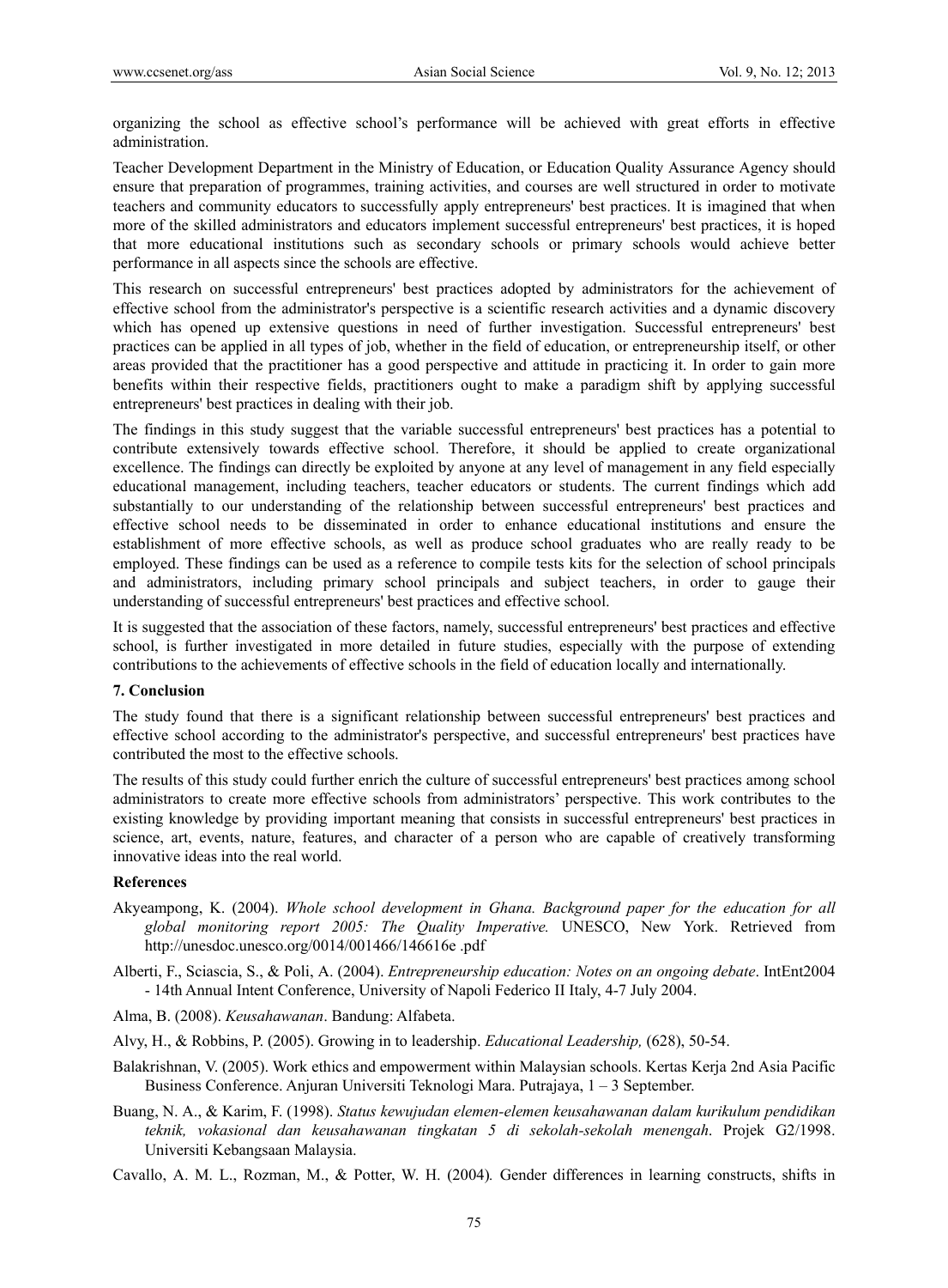organizing the school as effective school's performance will be achieved with great efforts in effective administration.

Teacher Development Department in the Ministry of Education, or Education Quality Assurance Agency should ensure that preparation of programmes, training activities, and courses are well structured in order to motivate teachers and community educators to successfully apply entrepreneurs' best practices. It is imagined that when more of the skilled administrators and educators implement successful entrepreneurs' best practices, it is hoped that more educational institutions such as secondary schools or primary schools would achieve better performance in all aspects since the schools are effective.

This research on successful entrepreneurs' best practices adopted by administrators for the achievement of effective school from the administrator's perspective is a scientific research activities and a dynamic discovery which has opened up extensive questions in need of further investigation. Successful entrepreneurs' best practices can be applied in all types of job, whether in the field of education, or entrepreneurship itself, or other areas provided that the practitioner has a good perspective and attitude in practicing it. In order to gain more benefits within their respective fields, practitioners ought to make a paradigm shift by applying successful entrepreneurs' best practices in dealing with their job.

The findings in this study suggest that the variable successful entrepreneurs' best practices has a potential to contribute extensively towards effective school. Therefore, it should be applied to create organizational excellence. The findings can directly be exploited by anyone at any level of management in any field especially educational management, including teachers, teacher educators or students. The current findings which add substantially to our understanding of the relationship between successful entrepreneurs' best practices and effective school needs to be disseminated in order to enhance educational institutions and ensure the establishment of more effective schools, as well as produce school graduates who are really ready to be employed. These findings can be used as a reference to compile tests kits for the selection of school principals and administrators, including primary school principals and subject teachers, in order to gauge their understanding of successful entrepreneurs' best practices and effective school.

It is suggested that the association of these factors, namely, successful entrepreneurs' best practices and effective school, is further investigated in more detailed in future studies, especially with the purpose of extending contributions to the achievements of effective schools in the field of education locally and internationally.

## 7. Conclusion

The study found that there is a significant relationship between successful entrepreneurs' best practices and effective school according to the administrator's perspective, and successful entrepreneurs' best practices have contributed the most to the effective schools.

The results of this study could further enrich the culture of successful entrepreneurs' best practices among school administrators to create more effective schools from administrators' perspective. This work contributes to the existing knowledge by providing important meaning that consists in successful entrepreneurs' best practices in science, art, events, nature, features, and character of a person who are capable of creatively transforming innovative ideas into the real world.

## References

Akyeampong, K. (2004). *Whole school development in Ghana. Background paper for the education for all global monitoring report 2005: The Quality Imperative.* UNESCO, New York. Retrieved from http://unesdoc.unesco.org/0014/001466/146616e .pdf

Alberti, F., Sciascia, S., & Poli, A. (2004). *Entrepreneurship education: Notes on an ongoing debate*. IntEnt2004 - 14th Annual Intent Conference, University of Napoli Federico II Italy, 4-7 July 2004.

Alma, B. (2008). *Keusahawanan*. Bandung: Alfabeta.

Alvy, H., & Robbins, P. (2005). Growing in to leadership. *Educational Leadership,* (628), 50-54.

Balakrishnan, V. (2005). Work ethics and empowerment within Malaysian schools. Kertas Kerja 2nd Asia Pacific Business Conference. Anjuran Universiti Teknologi Mara. Putrajaya, 1 – 3 September.

Buang, N. A., & Karim, F. (1998). *Status kewujudan elemen-elemen keusahawanan dalam kurikulum pendidikan teknik, vokasional dan keusahawanan tingkatan 5 di sekolah-sekolah menengah*. Projek G2/1998. Universiti Kebangsaan Malaysia.

Cavallo, A. M. L., Rozman, M., & Potter, W. H. (2004). Gender differences in learning constructs, shifts in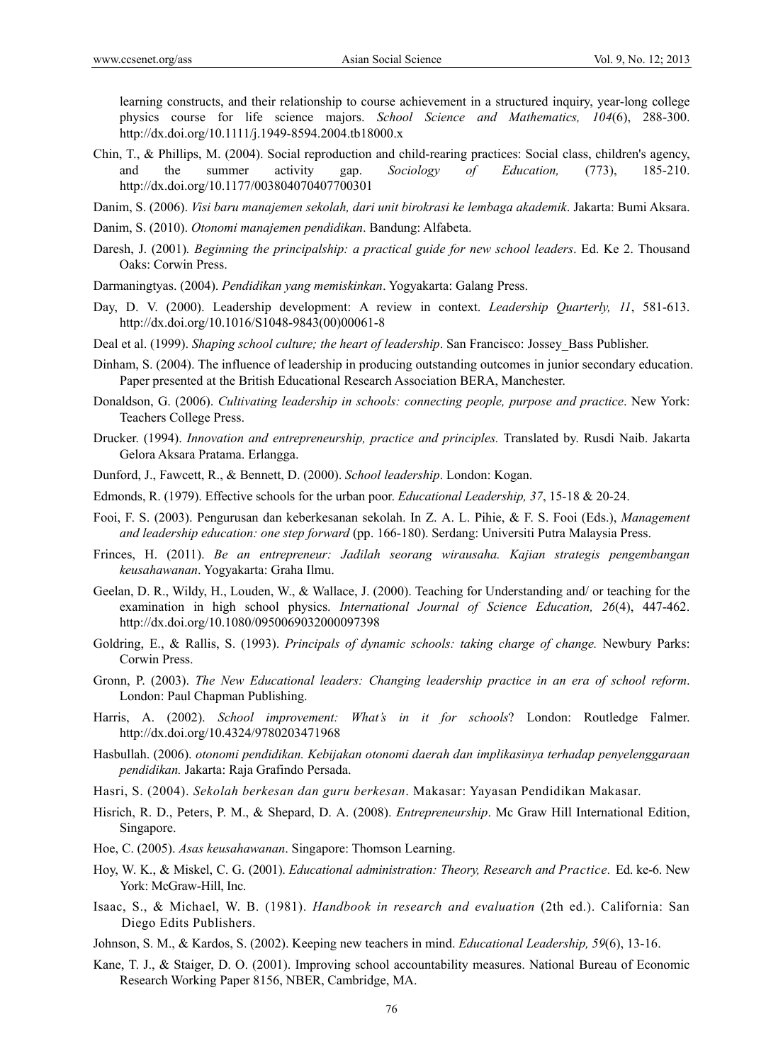learning constructs, and their relationship to course achievement in a structured inquiry, year-long college physics course for life science majors. *School Science and Mathematics, 104*(6), 288-300. http://dx.doi.org/10.1111/j.1949-8594.2004.tb18000.x

Chin, T., & Phillips, M. (2004). Social reproduction and child-rearing practices: Social class, children's agency, and the summer activity gap. *Sociology of Education,* (773), 185-210. http://dx.doi.org/10.1177/003804070407700301

Danim, S. (2006). *Visi baru manajemen sekolah, dari unit birokrasi ke lembaga akademik*. Jakarta: Bumi Aksara.

Danim, S. (2010). *Otonomi manajemen pendidikan*. Bandung: Alfabeta.

Daresh, J. (2001). *Beginning the principalship: a practical guide for new school leaders*. Ed. Ke 2. Thousand Oaks: Corwin Press.

Darmaningtyas. (2004). *Pendidikan yang memiskinkan*. Yogyakarta: Galang Press.

Day, D. V. (2000). Leadership development: A review in context. *Leadership Quarterly, 11*, 581-613. http://dx.doi.org/10.1016/S1048-9843(00)00061-8

Deal et al. (1999). *Shaping school culture; the heart of leadership*. San Francisco: Jossey_Bass Publisher.

Dinham, S. (2004). The influence of leadership in producing outstanding outcomes in junior secondary education. Paper presented at the British Educational Research Association BERA, Manchester.

Donaldson, G. (2006). *Cultivating leadership in schools: connecting people, purpose and practice*. New York: Teachers College Press.

Drucker. (1994). *Innovation and entrepreneurship, practice and principles.* Translated by. Rusdi Naib. Jakarta Gelora Aksara Pratama. Erlangga.

Dunford, J., Fawcett, R., & Bennett, D. (2000). *School leadership*. London: Kogan.

Edmonds, R. (1979). Effective schools for the urban poor. *Educational Leadership, 37*, 15-18 & 20-24.

Fooi, F. S. (2003). Pengurusan dan keberkesanan sekolah. In Z. A. L. Pihie, & F. S. Fooi (Eds.), *Management and leadership education: one step forward* (pp. 166-180). Serdang: Universiti Putra Malaysia Press.

Frinces, H. (2011). *Be an entrepreneur: Jadilah seorang wirausaha. Kajian strategis pengembangan keusahawanan*. Yogyakarta: Graha Ilmu.

Geelan, D. R., Wildy, H., Louden, W., & Wallace, J. (2000). Teaching for Understanding and/ or teaching for the examination in high school physics. *International Journal of Science Education, 26*(4), 447-462. http://dx.doi.org/10.1080/0950069032000097398

Goldring, E., & Rallis, S. (1993). *Principals of dynamic schools: taking charge of change.* Newbury Parks: Corwin Press.

Gronn, P. (2003). *The New Educational leaders: Changing leadership practice in an era of school reform*. London: Paul Chapman Publishing.

Harris, A. (2002). *School improvement: What's in it for schools*? London: Routledge Falmer. http://dx.doi.org/10.4324/9780203471968

Hasbullah. (2006). *otonomi pendidikan. Kebijakan otonomi daerah dan implikasinya terhadap penyelenggaraan pendidikan.* Jakarta: Raja Grafindo Persada.

Hasri, S. (2004). *Sekolah berkesan dan guru berkesan*. Makasar: Yayasan Pendidikan Makasar.

Hisrich, R. D., Peters, P. M., & Shepard, D. A. (2008). *Entrepreneurship*. Mc Graw Hill International Edition, Singapore.

Hoe, C. (2005). *Asas keusahawanan*. Singapore: Thomson Learning.

Hoy, W. K., & Miskel, C. G. (2001). *Educational administration: Theory, Research and Practice*. Ed. ke-6. New York: McGraw-Hill, Inc.

Isaac, S., & Michael, W. B. (1981). *Handbook in research and evaluation* (2th ed.). California: San Diego Edits Publishers.

Johnson, S. M., & Kardos, S. (2002). Keeping new teachers in mind. *Educational Leadership, 59*(6), 13-16.

Kane, T. J., & Staiger, D. O. (2001). Improving school accountability measures. National Bureau of Economic Research Working Paper 8156, NBER, Cambridge, MA.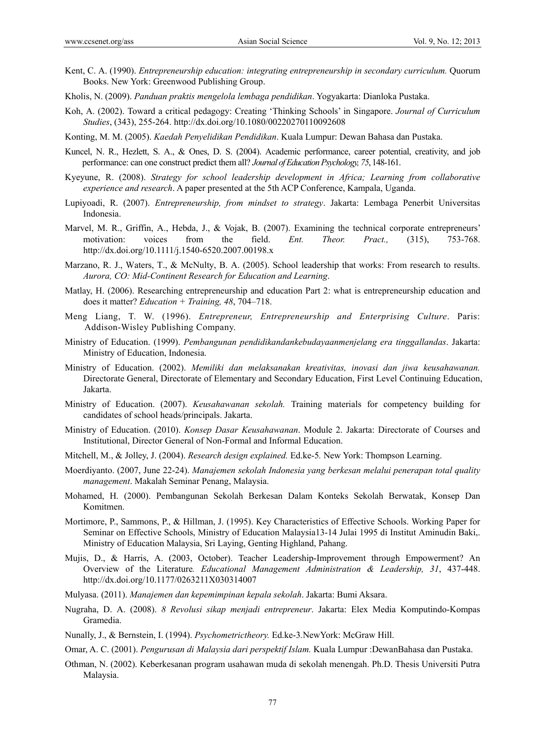Kent, C. A. (1990). *Entrepreneurship education: integrating entrepreneurship in secondary curriculum.* Quorum Books. New York: Greenwood Publishing Group.

Kholis, N. (2009). *Panduan praktis mengelola lembaga pendidikan*. Yogyakarta: Dianloka Pustaka.

Koh, A. (2002). Toward a critical pedagogy: Creating 'Thinking Schools' in Singapore. *Journal of Curriculum Studies*, (343), 255-264. http://dx.doi.org/10.1080/00220270110092608

Konting, M. M. (2005). *Kaedah Penyelidikan Pendidikan*. Kuala Lumpur: Dewan Bahasa dan Pustaka.

Kuncel, N. R., Hezlett, S. A., & Ones, D. S. (2004). Academic performance, career potential, creativity, and job performance: can one construct predict them all? *Journal of Education Psychology, 75*, 148-161.

Kyeyune, R. (2008). *Strategy for school leadership development in Africa; Learning from collaborative experience and research*. A paper presented at the 5th ACP Conference, Kampala, Uganda.

Lupiyoadi, R. (2007). *Entrepreneurship, from mindset to strategy*. Jakarta: Lembaga Penerbit Universitas Indonesia.

Marvel, M. R., Griffin, A., Hebda, J., & Vojak, B. (2007). Examining the technical corporate entrepreneurs' motivation: voices from the field. *Ent. Theor. Pract.,* (315), 753-768. http://dx.doi.org/10.1111/j.1540-6520.2007.00198.x

Marzano, R. J., Waters, T., & McNulty, B. A. (2005). School leadership that works: From research to results. *Aurora, CO: Mid-Continent Research for Education and Learning*.

Matlay, H. (2006). Researching entrepreneurship and education Part 2: what is entrepreneurship education and does it matter? *Education + Training, 48*, 704–718.

Meng Liang, T. W. (1996). *Entrepreneur, Entrepreneurship and Enterprising Culture*. Paris: Addison-Wisley Publishing Company.

Ministry of Education. (1999). *Pembangunan pendidikandankebudayaanmenjelang era tinggallandas*. Jakarta: Ministry of Education, Indonesia.

Ministry of Education. (2002). *Memiliki dan melaksanakan kreativitas, inovasi dan jiwa keusahawanan.* Directorate General, Directorate of Elementary and Secondary Education, First Level Continuing Education, Jakarta.

Ministry of Education. (2007). *Keusahawanan sekolah.* Training materials for competency building for candidates of school heads/principals. Jakarta.

Ministry of Education. (2010). *Konsep Dasar Keusahawanan*. Module 2. Jakarta: Directorate of Courses and Institutional, Director General of Non-Formal and Informal Education.

Mitchell, M., & Jolley, J. (2004). *Research design explained.* Ed.ke-5*.* New York: Thompson Learning.

Moerdiyanto. (2007, June 22-24). *Manajemen sekolah Indonesia yang berkesan melalui penerapan total quality management*. Makalah Seminar Penang, Malaysia.

Mohamed, H. (2000). Pembangunan Sekolah Berkesan Dalam Konteks Sekolah Berwatak, Konsep Dan Komitmen.

Mortimore, P., Sammons, P., & Hillman, J. (1995). Key Characteristics of Effective Schools. Working Paper for Seminar on Effective Schools, Ministry of Education Malaysia13-14 Julai 1995 di Institut Aminudin Baki,. Ministry of Education Malaysia, Sri Laying, Genting Highland, Pahang.

Mujis, D., & Harris, A. (2003, October). Teacher Leadership-Improvement through Empowerment? An Overview of the Literature*. Educational Management Administration & Leadership, 31*, 437-448. http://dx.doi.org/10.1177/0263211X030314007

Mulyasa. (2011). *Manajemen dan kepemimpinan kepala sekolah*. Jakarta: Bumi Aksara.

Nugraha, D. A. (2008). *8 Revolusi sikap menjadi entrepreneur*. Jakarta: Elex Media Komputindo-Kompas Gramedia.

Nunally, J., & Bernstein, I. (1994). *Psychometrictheory.* Ed.ke-3*.*NewYork: McGraw Hill.

Omar, A. C. (2001). *Pengurusan di Malaysia dari perspektif Islam.* Kuala Lumpur :DewanBahasa dan Pustaka.

Othman, N. (2002). Keberkesanan program usahawan muda di sekolah menengah. Ph.D. Thesis Universiti Putra Malaysia.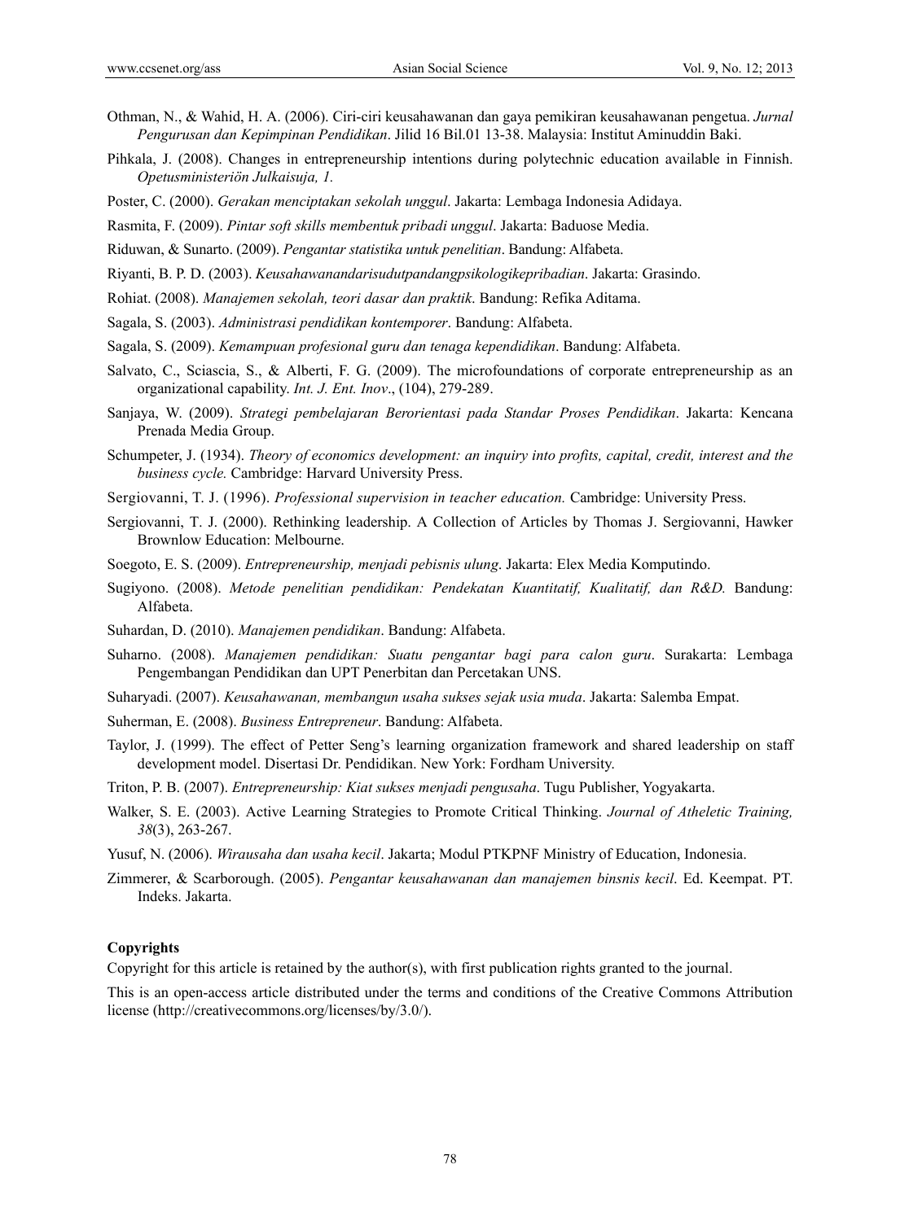Othman, N., & Wahid, H. A. (2006). Ciri-ciri keusahawanan dan gaya pemikiran keusahawanan pengetua. *Jurnal Pengurusan dan Kepimpinan Pendidikan*. Jilid 16 Bil.01 13-38. Malaysia: Institut Aminuddin Baki.

Pihkala, J. (2008). Changes in entrepreneurship intentions during polytechnic education available in Finnish. *Opetusministeriön Julkaisuja, 1.*

Poster, C. (2000). *Gerakan menciptakan sekolah unggul*. Jakarta: Lembaga Indonesia Adidaya.

Rasmita, F. (2009). *Pintar soft skills membentuk pribadi unggul*. Jakarta: Baduose Media.

Riduwan, & Sunarto. (2009). *Pengantar statistika untuk penelitian*. Bandung: Alfabeta.

Riyanti, B. P. D. (2003). *Keusahawanandarisudutpandangpsikologikepribadian*. Jakarta: Grasindo.

Rohiat. (2008). *Manajemen sekolah, teori dasar dan praktik*. Bandung: Refika Aditama.

Sagala, S. (2003). *Administrasi pendidikan kontemporer*. Bandung: Alfabeta.

Sagala, S. (2009). *Kemampuan profesional guru dan tenaga kependidikan*. Bandung: Alfabeta.

Salvato, C., Sciascia, S., & Alberti, F. G. (2009). The microfoundations of corporate entrepreneurship as an organizational capability. *Int. J. Ent. Inov*., (104), 279-289.

Sanjaya, W. (2009). *Strategi pembelajaran Berorientasi pada Standar Proses Pendidikan*. Jakarta: Kencana Prenada Media Group.

Schumpeter, J. (1934). *Theory of economics development: an inquiry into profits, capital, credit, interest and the business cycle.* Cambridge: Harvard University Press.

Sergiovanni, T. J. (1996). *Professional supervision in teacher education.* Cambridge: University Press.

Sergiovanni, T. J. (2000). Rethinking leadership. A Collection of Articles by Thomas J. Sergiovanni, Hawker Brownlow Education: Melbourne.

Soegoto, E. S. (2009). *Entrepreneurship, menjadi pebisnis ulung*. Jakarta: Elex Media Komputindo.

Sugiyono. (2008). *Metode penelitian pendidikan: Pendekatan Kuantitatif, Kualitatif, dan R&D.* Bandung: Alfabeta.

Suhardan, D. (2010). *Manajemen pendidikan*. Bandung: Alfabeta.

Suharno. (2008). *Manajemen pendidikan: Suatu pengantar bagi para calon guru*. Surakarta: Lembaga Pengembangan Pendidikan dan UPT Penerbitan dan Percetakan UNS.

Suharyadi. (2007). *Keusahawanan, membangun usaha sukses sejak usia muda*. Jakarta: Salemba Empat.

Suherman, E. (2008). *Business Entrepreneur*. Bandung: Alfabeta.

Taylor, J. (1999). The effect of Petter Seng's learning organization framework and shared leadership on staff development model. Disertasi Dr. Pendidikan. New York: Fordham University.

Triton, P. B. (2007). *Entrepreneurship: Kiat sukses menjadi pengusaha*. Tugu Publisher, Yogyakarta.

Walker, S. E. (2003). Active Learning Strategies to Promote Critical Thinking. *Journal of Atheletic Training, 38*(3), 263-267.

Yusuf, N. (2006). *Wirausaha dan usaha kecil*. Jakarta; Modul PTKPNF Ministry of Education, Indonesia.

Zimmerer, & Scarborough. (2005). *Pengantar keusahawanan dan manajemen binsnis kecil*. Ed. Keempat. PT. Indeks. Jakarta.

**Copyrights**

Copyright for this article is retained by the author(s), with first publication rights granted to the journal.

This is an open-access article distributed under the terms and conditions of the Creative Commons Attribution license (http://creativecommons.org/licenses/by/3.0/).